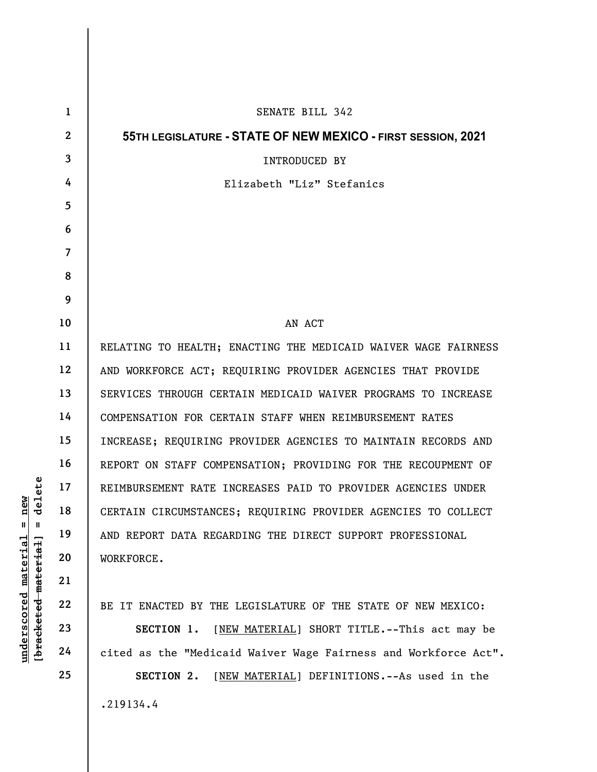SENATE BILL 342

**55TH LEGISLATURE - STATE OF NEW MEXICO - FIRST SESSION, 2021**

INTRODUCED BY

Elizabeth "Liz" Stefanics

AN ACT

RELATING TO HEALTH; ENACTING THE MEDICAID WAIVER WAGE FAIRNESS AND WORKFORCE ACT; REQUIRING PROVIDER AGENCIES THAT PROVIDE SERVICES THROUGH CERTAIN MEDICAID WAIVER PROGRAMS TO INCREASE COMPENSATION FOR CERTAIN STAFF WHEN REIMBURSEMENT RATES INCREASE; REQUIRING PROVIDER AGENCIES TO MAINTAIN RECORDS AND REPORT ON STAFF COMPENSATION; PROVIDING FOR THE RECOUPMENT OF REIMBURSEMENT RATE INCREASES PAID TO PROVIDER AGENCIES UNDER CERTAIN CIRCUMSTANCES; REQUIRING PROVIDER AGENCIES TO COLLECT AND REPORT DATA REGARDING THE DIRECT SUPPORT PROFESSIONAL WORKFORCE.

BE IT ENACTED BY THE LEGISLATURE OF THE STATE OF NEW MEXICO:

**SECTION 1.** [NEW MATERIAL] SHORT TITLE.--This act may be cited as the "Medicaid Waiver Wage Fairness and Workforce Act".

**SECTION 2.** [NEW MATERIAL] DEFINITIONS.--As used in the

.219134.4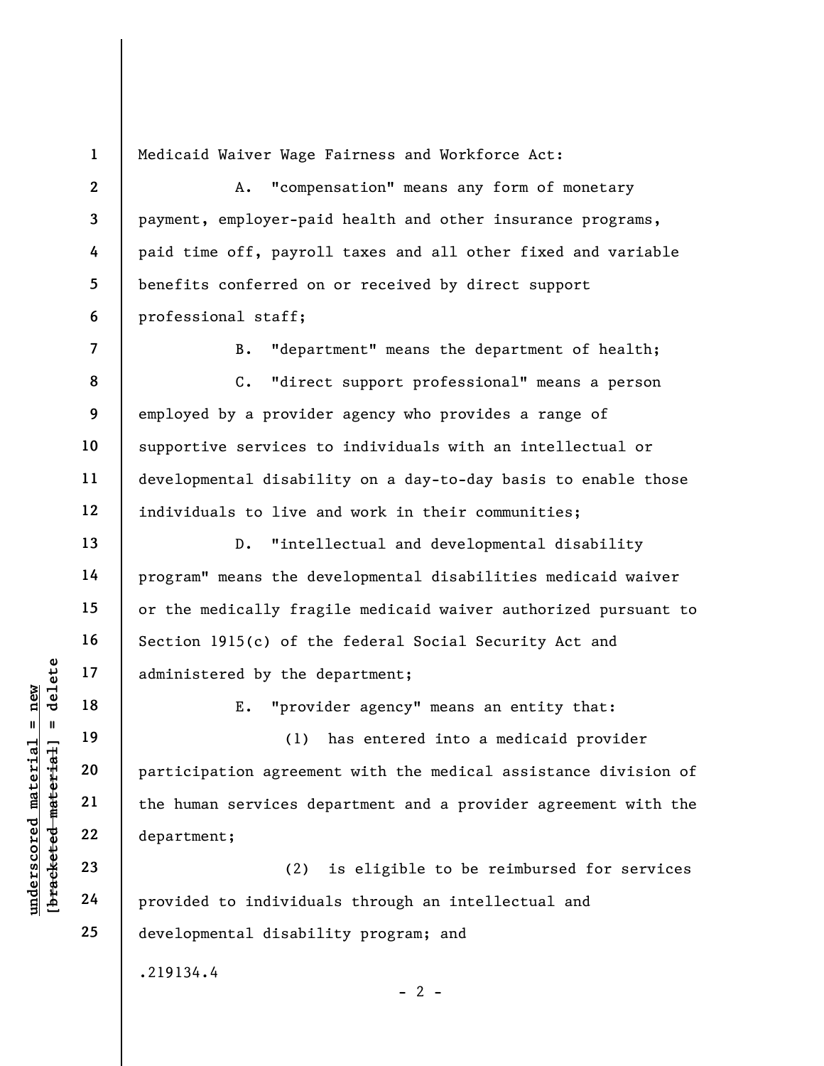Medicaid Waiver Wage Fairness and Workforce Act:

A. "compensation" means any form of monetary payment, employer-paid health and other insurance programs, paid time off, payroll taxes and all other fixed and variable benefits conferred on or received by direct support professional staff;

B. "department" means the department of health;

C. "direct support professional" means a person employed by a provider agency who provides a range of supportive services to individuals with an intellectual or developmental disability on a day-to-day basis to enable those individuals to live and work in their communities;

D. "intellectual and developmental disability program" means the developmental disabilities medicaid waiver or the medically fragile medicaid waiver authorized pursuant to Section 1915(c) of the federal Social Security Act and administered by the department;

E. "provider agency" means an entity that:

(1) has entered into a medicaid provider participation agreement with the medical assistance division of the human services department and a provider agreement with the department;

(2) is eligible to be reimbursed for services provided to individuals through an intellectual and developmental disability program; and

.219134.4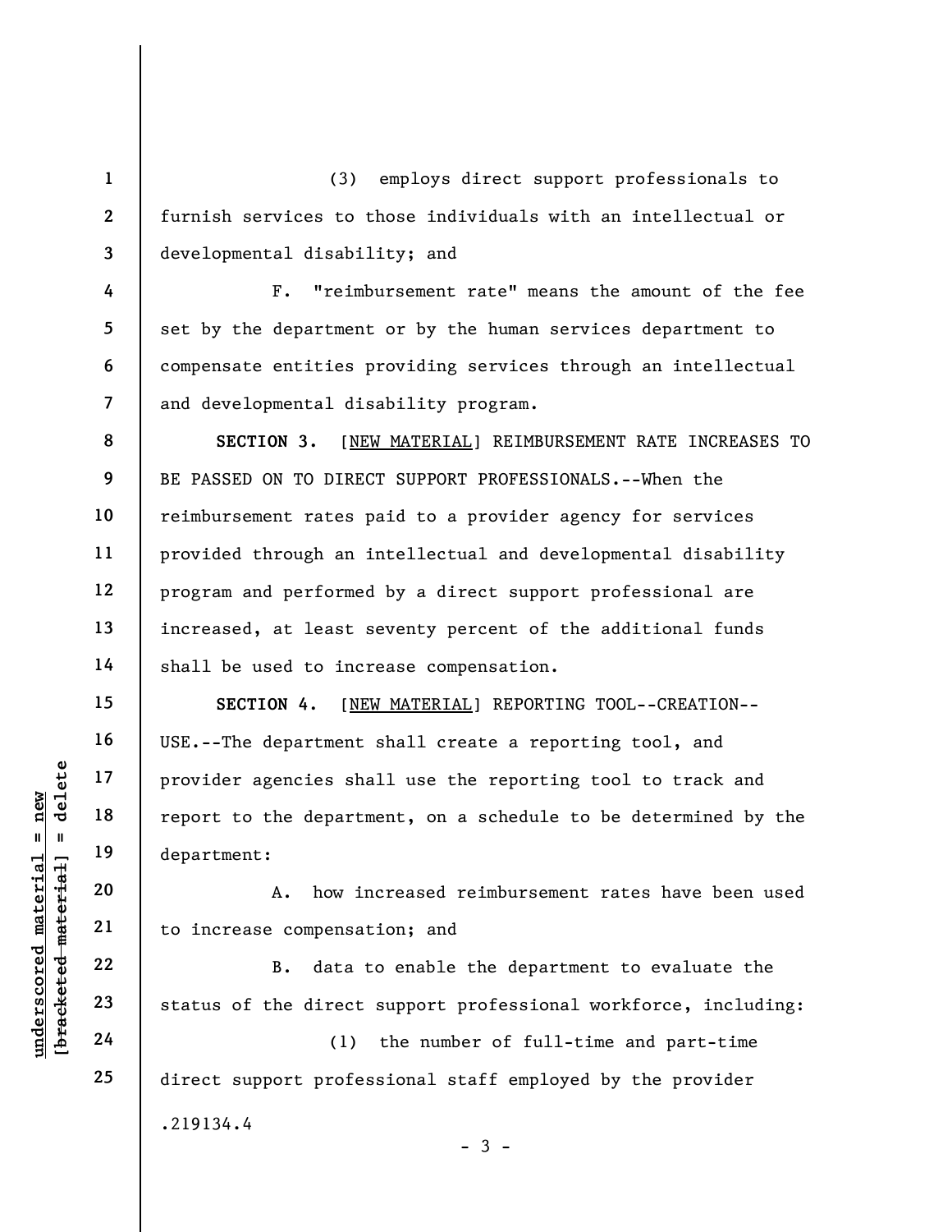(3) employs direct support professionals to furnish services to those individuals with an intellectual or developmental disability; and

F. "reimbursement rate" means the amount of the fee set by the department or by the human services department to compensate entities providing services through an intellectual and developmental disability program.

**SECTION 3.** [NEW MATERIAL] REIMBURSEMENT RATE INCREASES TO BE PASSED ON TO DIRECT SUPPORT PROFESSIONALS.--When the reimbursement rates paid to a provider agency for services provided through an intellectual and developmental disability program and performed by a direct support professional are increased, at least seventy percent of the additional funds shall be used to increase compensation.

**SECTION 4.** [NEW MATERIAL] REPORTING TOOL--CREATION--USE.--The department shall create a reporting tool, and provider agencies shall use the reporting tool to track and report to the department, on a schedule to be determined by the department:

A. how increased reimbursement rates have been used to increase compensation; and

B. data to enable the department to evaluate the status of the direct support professional workforce, including:

(1) the number of full-time and part-time direct support professional staff employed by the provider

.219134.4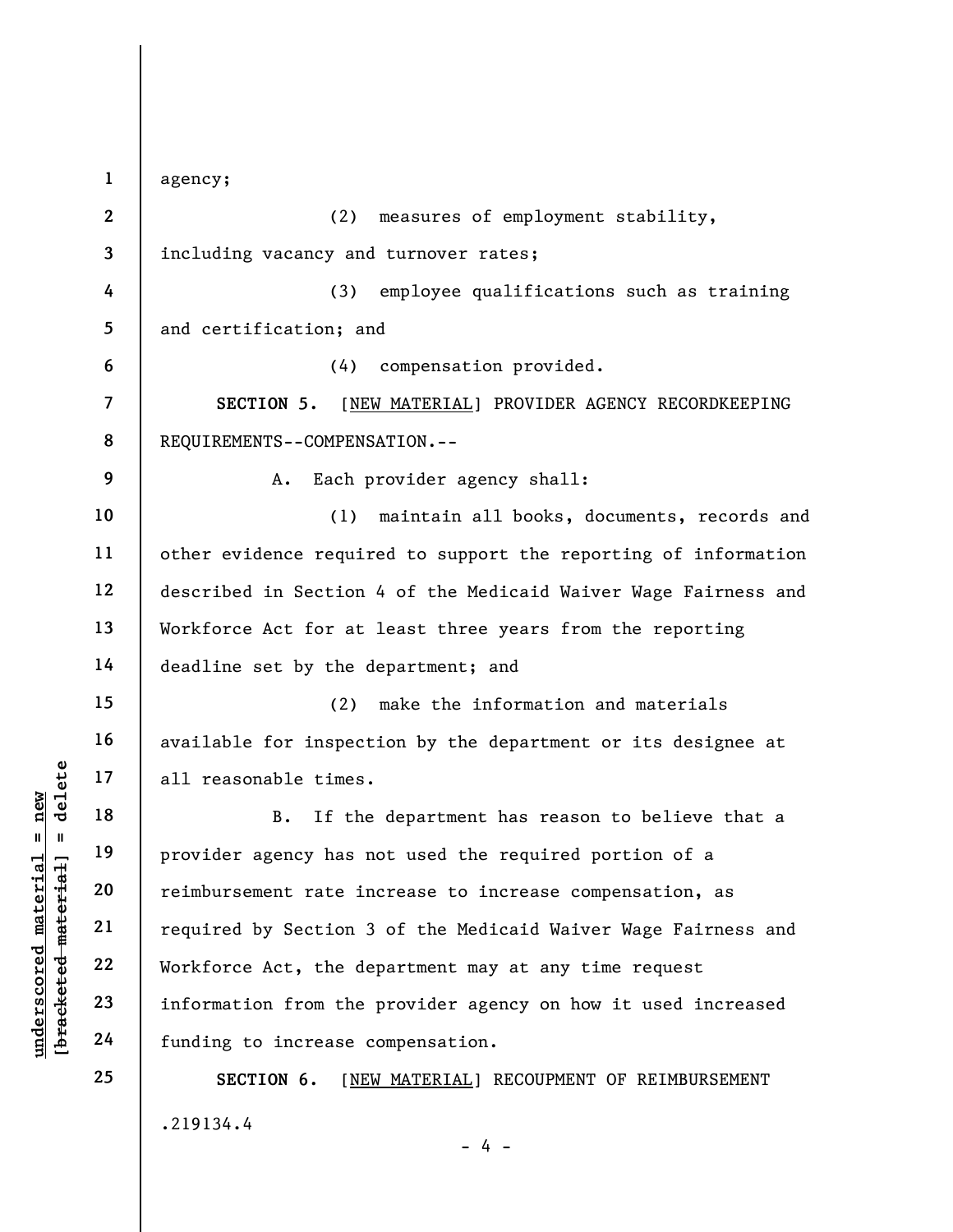agency;

(2) measures of employment stability, including vacancy and turnover rates;

(3) employee qualifications such as training and certification; and

(4) compensation provided.

**SECTION 5.** [NEW MATERIAL] PROVIDER AGENCY RECORDKEEPING REQUIREMENTS--COMPENSATION.--

A. Each provider agency shall:

(1) maintain all books, documents, records and other evidence required to support the reporting of information described in Section 4 of the Medicaid Waiver Wage Fairness and Workforce Act for at least three years from the reporting deadline set by the department; and

(2) make the information and materials available for inspection by the department or its designee at all reasonable times.

B. If the department has reason to believe that a provider agency has not used the required portion of a reimbursement rate increase to increase compensation, as required by Section 3 of the Medicaid Waiver Wage Fairness and Workforce Act, the department may at any time request information from the provider agency on how it used increased funding to increase compensation.

**SECTION 6.** [NEW MATERIAL] RECOUPMENT OF REIMBURSEMENT

.219134.4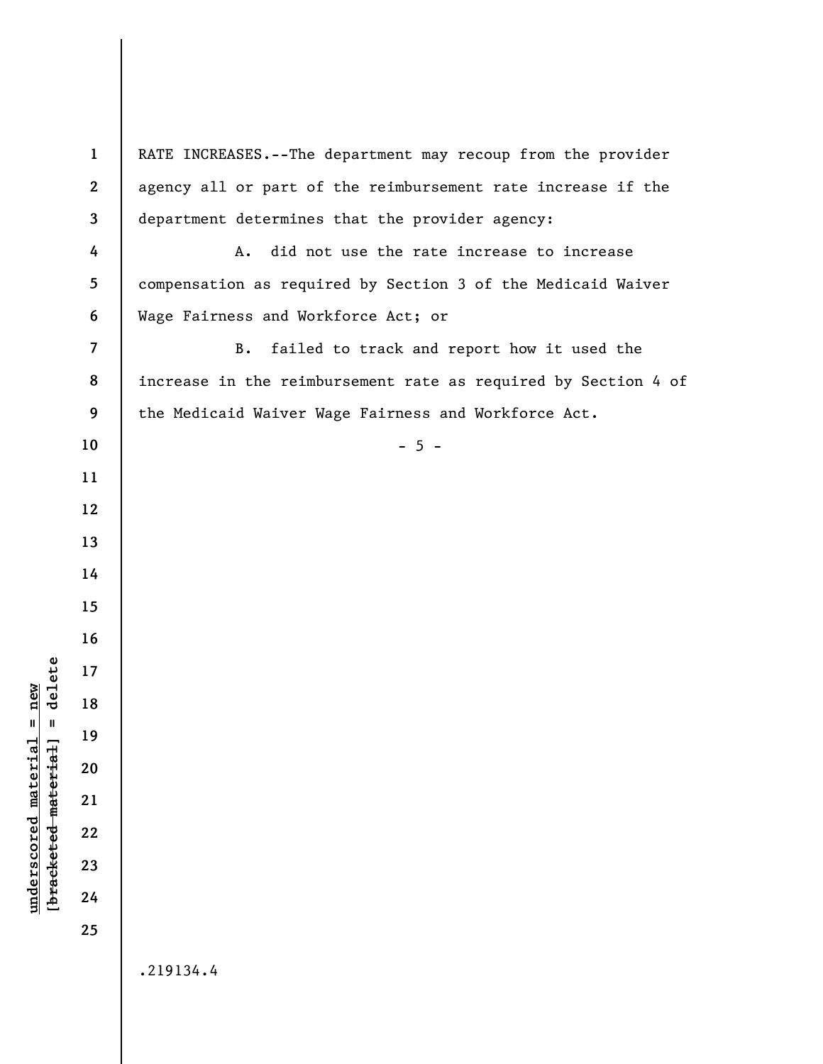RATE INCREASES.--The department may recoup from the provider agency all or part of the reimbursement rate increase if the department determines that the provider agency:

A. did not use the rate increase to increase compensation as required by Section 3 of the Medicaid Waiver Wage Fairness and Workforce Act; or

B. failed to track and report how it used the increase in the reimbursement rate as required by Section 4 of the Medicaid Waiver Wage Fairness and Workforce Act.

.219134.4